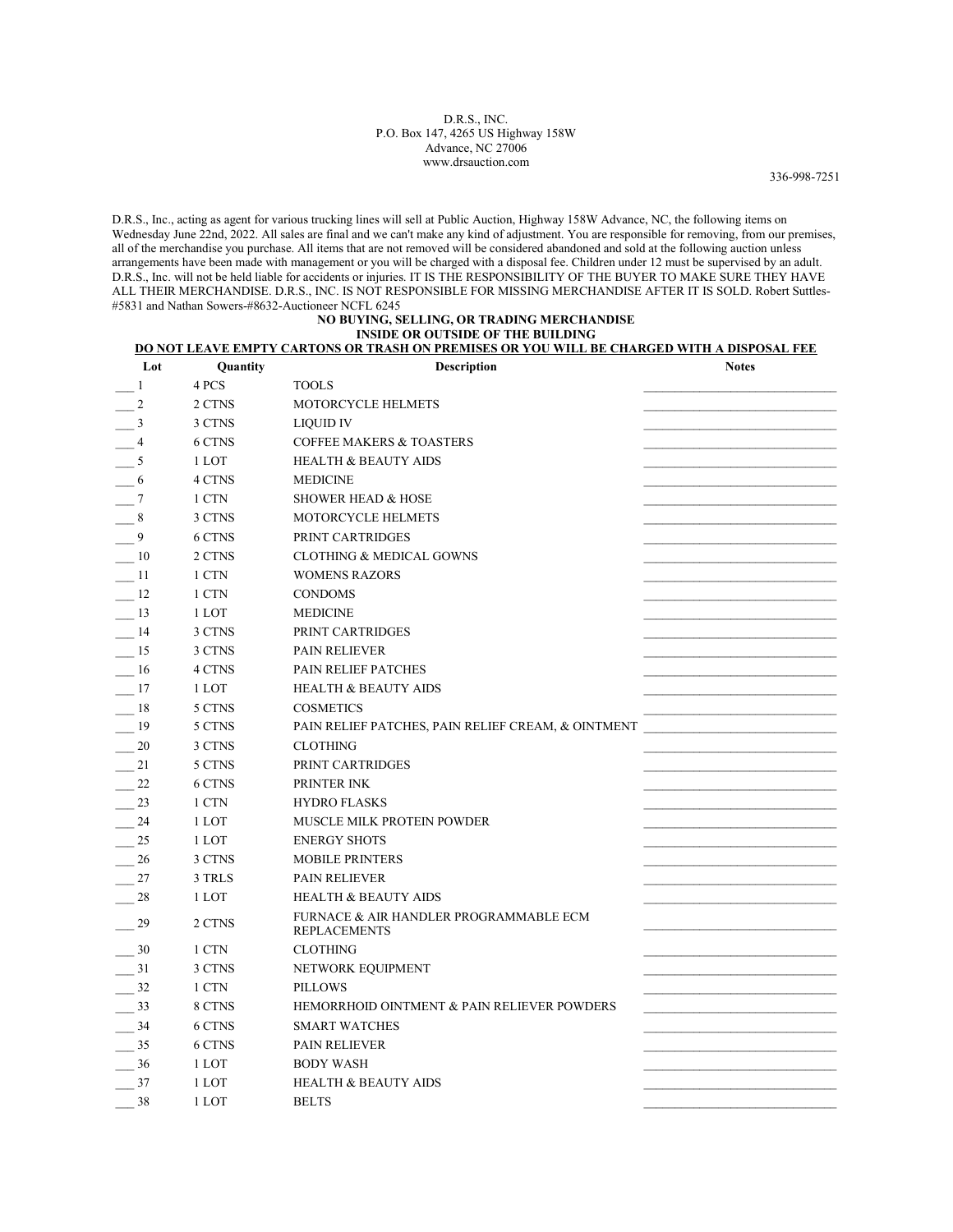D.R.S., INC.
P.O. Box 147, 4265 US Highway 158W
Advance, NC 27006
www.drsauction.com

336-998-7251

D.R.S., Inc., acting as agent for various trucking lines will sell at Public Auction, Highway 158W Advance, NC, the following items on Wednesday June 22nd, 2022. All sales are final and we can't make any kind of adjustment. You are responsible for removing, from our premises, all of the merchandise you purchase. All items that are not removed will be considered abandoned and sold at the following auction unless arrangements have been made with management or you will be charged with a disposal fee. Children under 12 must be supervised by an adult. D.R.S., Inc. will not be held liable for accidents or injuries. IT IS THE RESPONSIBILITY OF THE BUYER TO MAKE SURE THEY HAVE ALL THEIR MERCHANDISE. D.R.S., INC. IS NOT RESPONSIBLE FOR MISSING MERCHANDISE AFTER IT IS SOLD. Robert Suttles-#5831 and Nathan Sowers-#8632-Auctioneer NCFL 6245

**NO BUYING, SELLING, OR TRADING MERCHANDISE**
**INSIDE OR OUTSIDE OF THE BUILDING**
**DO NOT LEAVE EMPTY CARTONS OR TRASH ON PREMISES OR YOU WILL BE CHARGED WITH A DISPOSAL FEE**

| Lot | Quantity | Description | Notes |
|---|---|---|---|
| ___ 1 | 4 PCS | TOOLS | ______________ |
| ___ 2 | 2 CTNS | MOTORCYCLE HELMETS | ______________ |
| ___ 3 | 3 CTNS | LIQUID IV | ______________ |
| ___ 4 | 6 CTNS | COFFEE MAKERS & TOASTERS | ______________ |
| ___ 5 | 1 LOT | HEALTH & BEAUTY AIDS | ______________ |
| ___ 6 | 4 CTNS | MEDICINE | ______________ |
| ___ 7 | 1 CTN | SHOWER HEAD & HOSE | ______________ |
| ___ 8 | 3 CTNS | MOTORCYCLE HELMETS | ______________ |
| ___ 9 | 6 CTNS | PRINT CARTRIDGES | ______________ |
| ___ 10 | 2 CTNS | CLOTHING & MEDICAL GOWNS | ______________ |
| ___ 11 | 1 CTN | WOMENS RAZORS | ______________ |
| ___ 12 | 1 CTN | CONDOMS | ______________ |
| ___ 13 | 1 LOT | MEDICINE | ______________ |
| ___ 14 | 3 CTNS | PRINT CARTRIDGES | ______________ |
| ___ 15 | 3 CTNS | PAIN RELIEVER | ______________ |
| ___ 16 | 4 CTNS | PAIN RELIEF PATCHES | ______________ |
| ___ 17 | 1 LOT | HEALTH & BEAUTY AIDS | ______________ |
| ___ 18 | 5 CTNS | COSMETICS | ______________ |
| ___ 19 | 5 CTNS | PAIN RELIEF PATCHES, PAIN RELIEF CREAM, & OINTMENT | ______________ |
| ___ 20 | 3 CTNS | CLOTHING | ______________ |
| ___ 21 | 5 CTNS | PRINT CARTRIDGES | ______________ |
| ___ 22 | 6 CTNS | PRINTER INK | ______________ |
| ___ 23 | 1 CTN | HYDRO FLASKS | ______________ |
| ___ 24 | 1 LOT | MUSCLE MILK PROTEIN POWDER | ______________ |
| ___ 25 | 1 LOT | ENERGY SHOTS | ______________ |
| ___ 26 | 3 CTNS | MOBILE PRINTERS | ______________ |
| ___ 27 | 3 TRLS | PAIN RELIEVER | ______________ |
| ___ 28 | 1 LOT | HEALTH & BEAUTY AIDS | ______________ |
| ___ 29 | 2 CTNS | FURNACE & AIR HANDLER PROGRAMMABLE ECM REPLACEMENTS | ______________ |
| ___ 30 | 1 CTN | CLOTHING | ______________ |
| ___ 31 | 3 CTNS | NETWORK EQUIPMENT | ______________ |
| ___ 32 | 1 CTN | PILLOWS | ______________ |
| ___ 33 | 8 CTNS | HEMORRHOID OINTMENT & PAIN RELIEVER POWDERS | ______________ |
| ___ 34 | 6 CTNS | SMART WATCHES | ______________ |
| ___ 35 | 6 CTNS | PAIN RELIEVER | ______________ |
| ___ 36 | 1 LOT | BODY WASH | ______________ |
| ___ 37 | 1 LOT | HEALTH & BEAUTY AIDS | ______________ |
| ___ 38 | 1 LOT | BELTS | ______________ |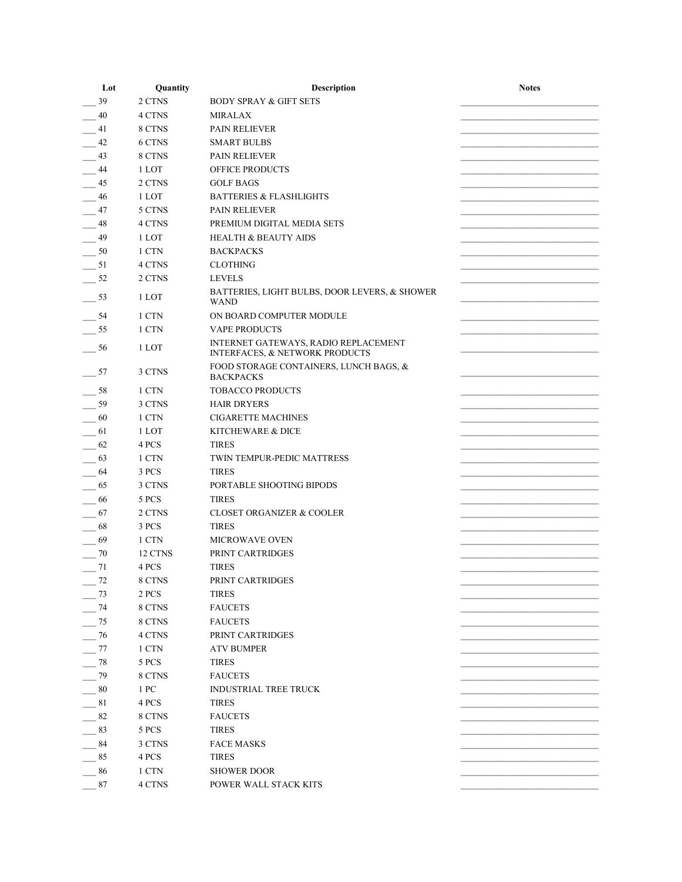| Lot | Quantity | Description | Notes |
|---|---|---|---|
| ___ 39 | 2 CTNS | BODY SPRAY & GIFT SETS | ______________________________ |
| ___ 40 | 4 CTNS | MIRALAX | ______________________________ |
| ___ 41 | 8 CTNS | PAIN RELIEVER | ______________________________ |
| ___ 42 | 6 CTNS | SMART BULBS | ______________________________ |
| ___ 43 | 8 CTNS | PAIN RELIEVER | ______________________________ |
| ___ 44 | 1 LOT | OFFICE PRODUCTS | ______________________________ |
| ___ 45 | 2 CTNS | GOLF BAGS | ______________________________ |
| ___ 46 | 1 LOT | BATTERIES & FLASHLIGHTS | ______________________________ |
| ___ 47 | 5 CTNS | PAIN RELIEVER | ______________________________ |
| ___ 48 | 4 CTNS | PREMIUM DIGITAL MEDIA SETS | ______________________________ |
| ___ 49 | 1 LOT | HEALTH & BEAUTY AIDS | ______________________________ |
| ___ 50 | 1 CTN | BACKPACKS | ______________________________ |
| ___ 51 | 4 CTNS | CLOTHING | ______________________________ |
| ___ 52 | 2 CTNS | LEVELS | ______________________________ |
| ___ 53 | 1 LOT | BATTERIES, LIGHT BULBS, DOOR LEVERS, & SHOWER WAND | ______________________________ |
| ___ 54 | 1 CTN | ON BOARD COMPUTER MODULE | ______________________________ |
| ___ 55 | 1 CTN | VAPE PRODUCTS | ______________________________ |
| ___ 56 | 1 LOT | INTERNET GATEWAYS, RADIO REPLACEMENT INTERFACES, & NETWORK PRODUCTS | ______________________________ |
| ___ 57 | 3 CTNS | FOOD STORAGE CONTAINERS, LUNCH BAGS, & BACKPACKS | ______________________________ |
| ___ 58 | 1 CTN | TOBACCO PRODUCTS | ______________________________ |
| ___ 59 | 3 CTNS | HAIR DRYERS | ______________________________ |
| ___ 60 | 1 CTN | CIGARETTE MACHINES | ______________________________ |
| ___ 61 | 1 LOT | KITCHEWARE & DICE | ______________________________ |
| ___ 62 | 4 PCS | TIRES | ______________________________ |
| ___ 63 | 1 CTN | TWIN TEMPUR-PEDIC MATTRESS | ______________________________ |
| ___ 64 | 3 PCS | TIRES | ______________________________ |
| ___ 65 | 3 CTNS | PORTABLE SHOOTING BIPODS | ______________________________ |
| ___ 66 | 5 PCS | TIRES | ______________________________ |
| ___ 67 | 2 CTNS | CLOSET ORGANIZER & COOLER | ______________________________ |
| ___ 68 | 3 PCS | TIRES | ______________________________ |
| ___ 69 | 1 CTN | MICROWAVE OVEN | ______________________________ |
| ___ 70 | 12 CTNS | PRINT CARTRIDGES | ______________________________ |
| ___ 71 | 4 PCS | TIRES | ______________________________ |
| ___ 72 | 8 CTNS | PRINT CARTRIDGES | ______________________________ |
| ___ 73 | 2 PCS | TIRES | ______________________________ |
| ___ 74 | 8 CTNS | FAUCETS | ______________________________ |
| ___ 75 | 8 CTNS | FAUCETS | ______________________________ |
| ___ 76 | 4 CTNS | PRINT CARTRIDGES | ______________________________ |
| ___ 77 | 1 CTN | ATV BUMPER | ______________________________ |
| ___ 78 | 5 PCS | TIRES | ______________________________ |
| ___ 79 | 8 CTNS | FAUCETS | ______________________________ |
| ___ 80 | 1 PC | INDUSTRIAL TREE TRUCK | ______________________________ |
| ___ 81 | 4 PCS | TIRES | ______________________________ |
| ___ 82 | 8 CTNS | FAUCETS | ______________________________ |
| ___ 83 | 5 PCS | TIRES | ______________________________ |
| ___ 84 | 3 CTNS | FACE MASKS | ______________________________ |
| ___ 85 | 4 PCS | TIRES | ______________________________ |
| ___ 86 | 1 CTN | SHOWER DOOR | ______________________________ |
| ___ 87 | 4 CTNS | POWER WALL STACK KITS | ______________________________ |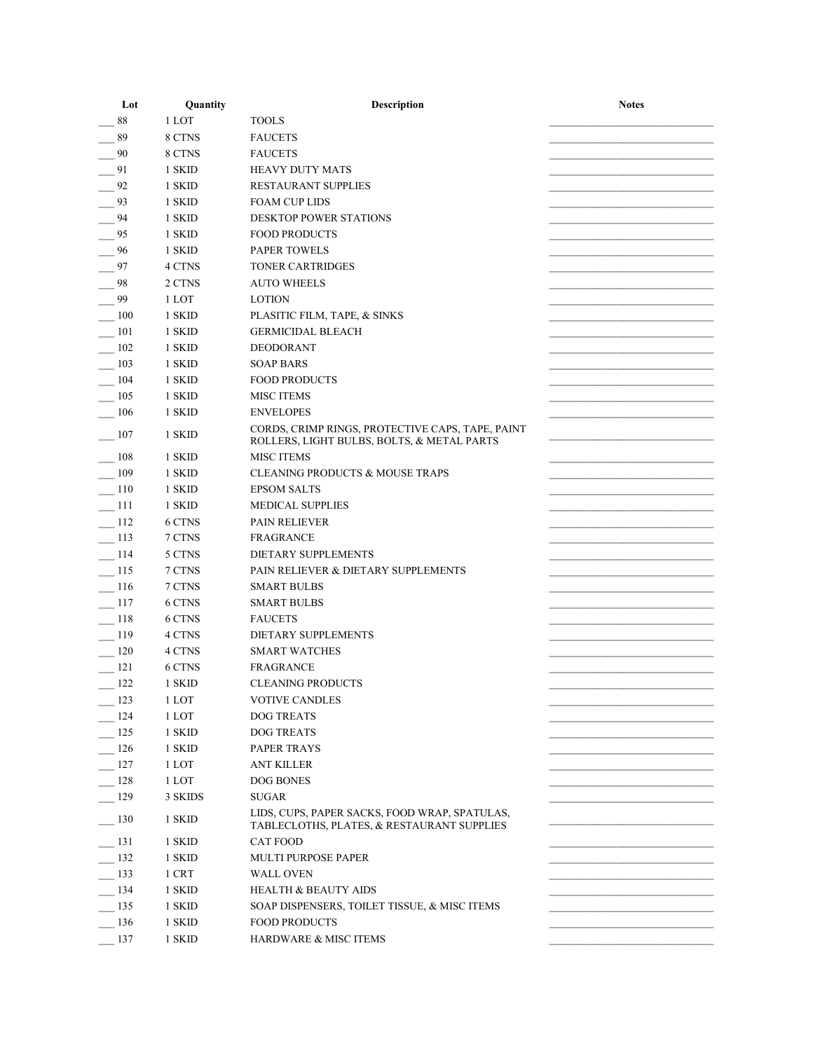| Lot | Quantity | Description | Notes |
|---|---|---|---|
| ___ 88 | 1 LOT | TOOLS | |
| ___ 89 | 8 CTNS | FAUCETS | |
| ___ 90 | 8 CTNS | FAUCETS | |
| ___ 91 | 1 SKID | HEAVY DUTY MATS | |
| ___ 92 | 1 SKID | RESTAURANT SUPPLIES | |
| ___ 93 | 1 SKID | FOAM CUP LIDS | |
| ___ 94 | 1 SKID | DESKTOP POWER STATIONS | |
| ___ 95 | 1 SKID | FOOD PRODUCTS | |
| ___ 96 | 1 SKID | PAPER TOWELS | |
| ___ 97 | 4 CTNS | TONER CARTRIDGES | |
| ___ 98 | 2 CTNS | AUTO WHEELS | |
| ___ 99 | 1 LOT | LOTION | |
| ___ 100 | 1 SKID | PLASITIC FILM, TAPE, & SINKS | |
| ___ 101 | 1 SKID | GERMICIDAL BLEACH | |
| ___ 102 | 1 SKID | DEODORANT | |
| ___ 103 | 1 SKID | SOAP BARS | |
| ___ 104 | 1 SKID | FOOD PRODUCTS | |
| ___ 105 | 1 SKID | MISC ITEMS | |
| ___ 106 | 1 SKID | ENVELOPES | |
| ___ 107 | 1 SKID | CORDS, CRIMP RINGS, PROTECTIVE CAPS, TAPE, PAINT ROLLERS, LIGHT BULBS, BOLTS, & METAL PARTS | |
| ___ 108 | 1 SKID | MISC ITEMS | |
| ___ 109 | 1 SKID | CLEANING PRODUCTS & MOUSE TRAPS | |
| ___ 110 | 1 SKID | EPSOM SALTS | |
| ___ 111 | 1 SKID | MEDICAL SUPPLIES | |
| ___ 112 | 6 CTNS | PAIN RELIEVER | |
| ___ 113 | 7 CTNS | FRAGRANCE | |
| ___ 114 | 5 CTNS | DIETARY SUPPLEMENTS | |
| ___ 115 | 7 CTNS | PAIN RELIEVER & DIETARY SUPPLEMENTS | |
| ___ 116 | 7 CTNS | SMART BULBS | |
| ___ 117 | 6 CTNS | SMART BULBS | |
| ___ 118 | 6 CTNS | FAUCETS | |
| ___ 119 | 4 CTNS | DIETARY SUPPLEMENTS | |
| ___ 120 | 4 CTNS | SMART WATCHES | |
| ___ 121 | 6 CTNS | FRAGRANCE | |
| ___ 122 | 1 SKID | CLEANING PRODUCTS | |
| ___ 123 | 1 LOT | VOTIVE CANDLES | |
| ___ 124 | 1 LOT | DOG TREATS | |
| ___ 125 | 1 SKID | DOG TREATS | |
| ___ 126 | 1 SKID | PAPER TRAYS | |
| ___ 127 | 1 LOT | ANT KILLER | |
| ___ 128 | 1 LOT | DOG BONES | |
| ___ 129 | 3 SKIDS | SUGAR | |
| ___ 130 | 1 SKID | LIDS, CUPS, PAPER SACKS, FOOD WRAP, SPATULAS, TABLECLOTHS, PLATES, & RESTAURANT SUPPLIES | |
| ___ 131 | 1 SKID | CAT FOOD | |
| ___ 132 | 1 SKID | MULTI PURPOSE PAPER | |
| ___ 133 | 1 CRT | WALL OVEN | |
| ___ 134 | 1 SKID | HEALTH & BEAUTY AIDS | |
| ___ 135 | 1 SKID | SOAP DISPENSERS, TOILET TISSUE, & MISC ITEMS | |
| ___ 136 | 1 SKID | FOOD PRODUCTS | |
| ___ 137 | 1 SKID | HARDWARE & MISC ITEMS | |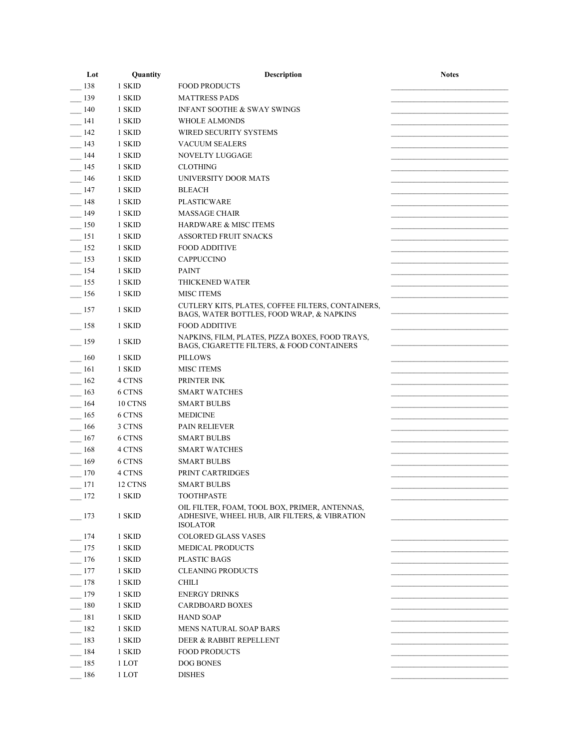| Lot | Quantity | Description | Notes |
|---|---|---|---|
| ___ 138 | 1 SKID | FOOD PRODUCTS | ______________________________ |
| ___ 139 | 1 SKID | MATTRESS PADS | ______________________________ |
| ___ 140 | 1 SKID | INFANT SOOTHE & SWAY SWINGS | ______________________________ |
| ___ 141 | 1 SKID | WHOLE ALMONDS | ______________________________ |
| ___ 142 | 1 SKID | WIRED SECURITY SYSTEMS | ______________________________ |
| ___ 143 | 1 SKID | VACUUM SEALERS | ______________________________ |
| ___ 144 | 1 SKID | NOVELTY LUGGAGE | ______________________________ |
| ___ 145 | 1 SKID | CLOTHING | ______________________________ |
| ___ 146 | 1 SKID | UNIVERSITY DOOR MATS | ______________________________ |
| ___ 147 | 1 SKID | BLEACH | ______________________________ |
| ___ 148 | 1 SKID | PLASTICWARE | ______________________________ |
| ___ 149 | 1 SKID | MASSAGE CHAIR | ______________________________ |
| ___ 150 | 1 SKID | HARDWARE & MISC ITEMS | ______________________________ |
| ___ 151 | 1 SKID | ASSORTED FRUIT SNACKS | ______________________________ |
| ___ 152 | 1 SKID | FOOD ADDITIVE | ______________________________ |
| ___ 153 | 1 SKID | CAPPUCCINO | ______________________________ |
| ___ 154 | 1 SKID | PAINT | ______________________________ |
| ___ 155 | 1 SKID | THICKENED WATER | ______________________________ |
| ___ 156 | 1 SKID | MISC ITEMS | ______________________________ |
| ___ 157 | 1 SKID | CUTLERY KITS, PLATES, COFFEE FILTERS, CONTAINERS, BAGS, WATER BOTTLES, FOOD WRAP, & NAPKINS | ______________________________ |
| ___ 158 | 1 SKID | FOOD ADDITIVE | ______________________________ |
| ___ 159 | 1 SKID | NAPKINS, FILM, PLATES, PIZZA BOXES, FOOD TRAYS, BAGS, CIGARETTE FILTERS, & FOOD CONTAINERS | ______________________________ |
| ___ 160 | 1 SKID | PILLOWS | ______________________________ |
| ___ 161 | 1 SKID | MISC ITEMS | ______________________________ |
| ___ 162 | 4 CTNS | PRINTER INK | ______________________________ |
| ___ 163 | 6 CTNS | SMART WATCHES | ______________________________ |
| ___ 164 | 10 CTNS | SMART BULBS | ______________________________ |
| ___ 165 | 6 CTNS | MEDICINE | ______________________________ |
| ___ 166 | 3 CTNS | PAIN RELIEVER | ______________________________ |
| ___ 167 | 6 CTNS | SMART BULBS | ______________________________ |
| ___ 168 | 4 CTNS | SMART WATCHES | ______________________________ |
| ___ 169 | 6 CTNS | SMART BULBS | ______________________________ |
| ___ 170 | 4 CTNS | PRINT CARTRIDGES | ______________________________ |
| ___ 171 | 12 CTNS | SMART BULBS | ______________________________ |
| ___ 172 | 1 SKID | TOOTHPASTE | ______________________________ |
| ___ 173 | 1 SKID | OIL FILTER, FOAM, TOOL BOX, PRIMER, ANTENNAS, ADHESIVE, WHEEL HUB, AIR FILTERS, & VIBRATION ISOLATOR | ______________________________ |
| ___ 174 | 1 SKID | COLORED GLASS VASES | ______________________________ |
| ___ 175 | 1 SKID | MEDICAL PRODUCTS | ______________________________ |
| ___ 176 | 1 SKID | PLASTIC BAGS | ______________________________ |
| ___ 177 | 1 SKID | CLEANING PRODUCTS | ______________________________ |
| ___ 178 | 1 SKID | CHILI | ______________________________ |
| ___ 179 | 1 SKID | ENERGY DRINKS | ______________________________ |
| ___ 180 | 1 SKID | CARDBOARD BOXES | ______________________________ |
| ___ 181 | 1 SKID | HAND SOAP | ______________________________ |
| ___ 182 | 1 SKID | MENS NATURAL SOAP BARS | ______________________________ |
| ___ 183 | 1 SKID | DEER & RABBIT REPELLENT | ______________________________ |
| ___ 184 | 1 SKID | FOOD PRODUCTS | ______________________________ |
| ___ 185 | 1 LOT | DOG BONES | ______________________________ |
| ___ 186 | 1 LOT | DISHES | ______________________________ |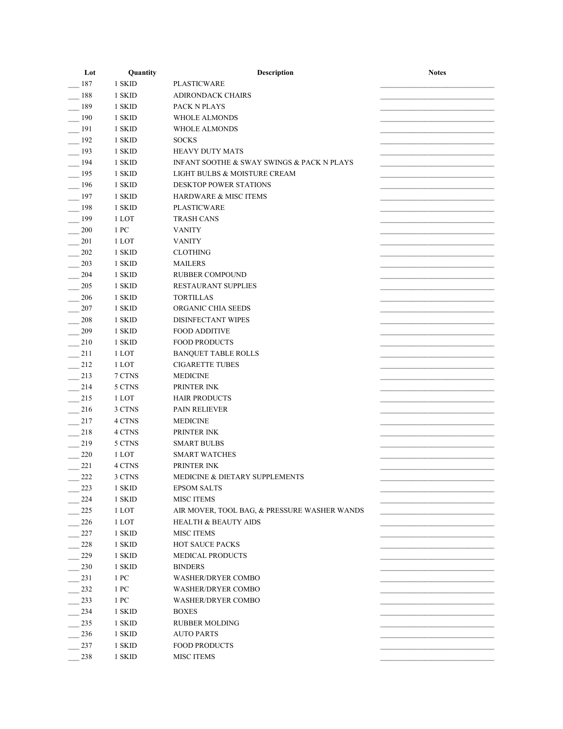| Lot | Quantity | Description | Notes |
|---|---|---|---|
| ___ 187 | 1 SKID | PLASTICWARE | ______________________________ |
| ___ 188 | 1 SKID | ADIRONDACK CHAIRS | ______________________________ |
| ___ 189 | 1 SKID | PACK N PLAYS | ______________________________ |
| ___ 190 | 1 SKID | WHOLE ALMONDS | ______________________________ |
| ___ 191 | 1 SKID | WHOLE ALMONDS | ______________________________ |
| ___ 192 | 1 SKID | SOCKS | ______________________________ |
| ___ 193 | 1 SKID | HEAVY DUTY MATS | ______________________________ |
| ___ 194 | 1 SKID | INFANT SOOTHE & SWAY SWINGS & PACK N PLAYS | ______________________________ |
| ___ 195 | 1 SKID | LIGHT BULBS & MOISTURE CREAM | ______________________________ |
| ___ 196 | 1 SKID | DESKTOP POWER STATIONS | ______________________________ |
| ___ 197 | 1 SKID | HARDWARE & MISC ITEMS | ______________________________ |
| ___ 198 | 1 SKID | PLASTICWARE | ______________________________ |
| ___ 199 | 1 LOT | TRASH CANS | ______________________________ |
| ___ 200 | 1 PC | VANITY | ______________________________ |
| ___ 201 | 1 LOT | VANITY | ______________________________ |
| ___ 202 | 1 SKID | CLOTHING | ______________________________ |
| ___ 203 | 1 SKID | MAILERS | ______________________________ |
| ___ 204 | 1 SKID | RUBBER COMPOUND | ______________________________ |
| ___ 205 | 1 SKID | RESTAURANT SUPPLIES | ______________________________ |
| ___ 206 | 1 SKID | TORTILLAS | ______________________________ |
| ___ 207 | 1 SKID | ORGANIC CHIA SEEDS | ______________________________ |
| ___ 208 | 1 SKID | DISINFECTANT WIPES | ______________________________ |
| ___ 209 | 1 SKID | FOOD ADDITIVE | ______________________________ |
| ___ 210 | 1 SKID | FOOD PRODUCTS | ______________________________ |
| ___ 211 | 1 LOT | BANQUET TABLE ROLLS | ______________________________ |
| ___ 212 | 1 LOT | CIGARETTE TUBES | ______________________________ |
| ___ 213 | 7 CTNS | MEDICINE | ______________________________ |
| ___ 214 | 5 CTNS | PRINTER INK | ______________________________ |
| ___ 215 | 1 LOT | HAIR PRODUCTS | ______________________________ |
| ___ 216 | 3 CTNS | PAIN RELIEVER | ______________________________ |
| ___ 217 | 4 CTNS | MEDICINE | ______________________________ |
| ___ 218 | 4 CTNS | PRINTER INK | ______________________________ |
| ___ 219 | 5 CTNS | SMART BULBS | ______________________________ |
| ___ 220 | 1 LOT | SMART WATCHES | ______________________________ |
| ___ 221 | 4 CTNS | PRINTER INK | ______________________________ |
| ___ 222 | 3 CTNS | MEDICINE & DIETARY SUPPLEMENTS | ______________________________ |
| ___ 223 | 1 SKID | EPSOM SALTS | ______________________________ |
| ___ 224 | 1 SKID | MISC ITEMS | ______________________________ |
| ___ 225 | 1 LOT | AIR MOVER, TOOL BAG, & PRESSURE WASHER WANDS | ______________________________ |
| ___ 226 | 1 LOT | HEALTH & BEAUTY AIDS | ______________________________ |
| ___ 227 | 1 SKID | MISC ITEMS | ______________________________ |
| ___ 228 | 1 SKID | HOT SAUCE PACKS | ______________________________ |
| ___ 229 | 1 SKID | MEDICAL PRODUCTS | ______________________________ |
| ___ 230 | 1 SKID | BINDERS | ______________________________ |
| ___ 231 | 1 PC | WASHER/DRYER COMBO | ______________________________ |
| ___ 232 | 1 PC | WASHER/DRYER COMBO | ______________________________ |
| ___ 233 | 1 PC | WASHER/DRYER COMBO | ______________________________ |
| ___ 234 | 1 SKID | BOXES | ______________________________ |
| ___ 235 | 1 SKID | RUBBER MOLDING | ______________________________ |
| ___ 236 | 1 SKID | AUTO PARTS | ______________________________ |
| ___ 237 | 1 SKID | FOOD PRODUCTS | ______________________________ |
| ___ 238 | 1 SKID | MISC ITEMS | ______________________________ |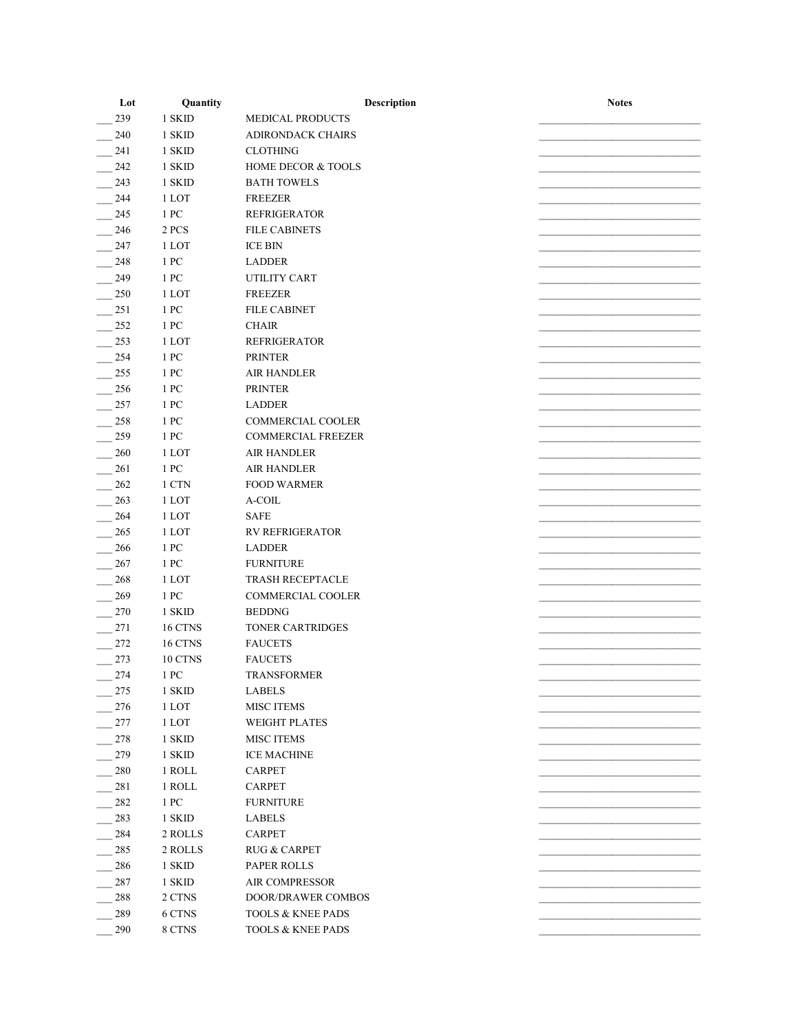| Lot | Quantity | Description | Notes |
| --- | --- | --- | --- |
| ___ 239 | 1 SKID | MEDICAL PRODUCTS | ______________________________ |
| ___ 240 | 1 SKID | ADIRONDACK CHAIRS | ______________________________ |
| ___ 241 | 1 SKID | CLOTHING | ______________________________ |
| ___ 242 | 1 SKID | HOME DECOR & TOOLS | ______________________________ |
| ___ 243 | 1 SKID | BATH TOWELS | ______________________________ |
| ___ 244 | 1 LOT | FREEZER | ______________________________ |
| ___ 245 | 1 PC | REFRIGERATOR | ______________________________ |
| ___ 246 | 2 PCS | FILE CABINETS | ______________________________ |
| ___ 247 | 1 LOT | ICE BIN | ______________________________ |
| ___ 248 | 1 PC | LADDER | ______________________________ |
| ___ 249 | 1 PC | UTILITY CART | ______________________________ |
| ___ 250 | 1 LOT | FREEZER | ______________________________ |
| ___ 251 | 1 PC | FILE CABINET | ______________________________ |
| ___ 252 | 1 PC | CHAIR | ______________________________ |
| ___ 253 | 1 LOT | REFRIGERATOR | ______________________________ |
| ___ 254 | 1 PC | PRINTER | ______________________________ |
| ___ 255 | 1 PC | AIR HANDLER | ______________________________ |
| ___ 256 | 1 PC | PRINTER | ______________________________ |
| ___ 257 | 1 PC | LADDER | ______________________________ |
| ___ 258 | 1 PC | COMMERCIAL COOLER | ______________________________ |
| ___ 259 | 1 PC | COMMERCIAL FREEZER | ______________________________ |
| ___ 260 | 1 LOT | AIR HANDLER | ______________________________ |
| ___ 261 | 1 PC | AIR HANDLER | ______________________________ |
| ___ 262 | 1 CTN | FOOD WARMER | ______________________________ |
| ___ 263 | 1 LOT | A-COIL | ______________________________ |
| ___ 264 | 1 LOT | SAFE | ______________________________ |
| ___ 265 | 1 LOT | RV REFRIGERATOR | ______________________________ |
| ___ 266 | 1 PC | LADDER | ______________________________ |
| ___ 267 | 1 PC | FURNITURE | ______________________________ |
| ___ 268 | 1 LOT | TRASH RECEPTACLE | ______________________________ |
| ___ 269 | 1 PC | COMMERCIAL COOLER | ______________________________ |
| ___ 270 | 1 SKID | BEDDNG | ______________________________ |
| ___ 271 | 16 CTNS | TONER CARTRIDGES | ______________________________ |
| ___ 272 | 16 CTNS | FAUCETS | ______________________________ |
| ___ 273 | 10 CTNS | FAUCETS | ______________________________ |
| ___ 274 | 1 PC | TRANSFORMER | ______________________________ |
| ___ 275 | 1 SKID | LABELS | ______________________________ |
| ___ 276 | 1 LOT | MISC ITEMS | ______________________________ |
| ___ 277 | 1 LOT | WEIGHT PLATES | ______________________________ |
| ___ 278 | 1 SKID | MISC ITEMS | ______________________________ |
| ___ 279 | 1 SKID | ICE MACHINE | ______________________________ |
| ___ 280 | 1 ROLL | CARPET | ______________________________ |
| ___ 281 | 1 ROLL | CARPET | ______________________________ |
| ___ 282 | 1 PC | FURNITURE | ______________________________ |
| ___ 283 | 1 SKID | LABELS | ______________________________ |
| ___ 284 | 2 ROLLS | CARPET | ______________________________ |
| ___ 285 | 2 ROLLS | RUG & CARPET | ______________________________ |
| ___ 286 | 1 SKID | PAPER ROLLS | ______________________________ |
| ___ 287 | 1 SKID | AIR COMPRESSOR | ______________________________ |
| ___ 288 | 2 CTNS | DOOR/DRAWER COMBOS | ______________________________ |
| ___ 289 | 6 CTNS | TOOLS & KNEE PADS | ______________________________ |
| ___ 290 | 8 CTNS | TOOLS & KNEE PADS | ______________________________ |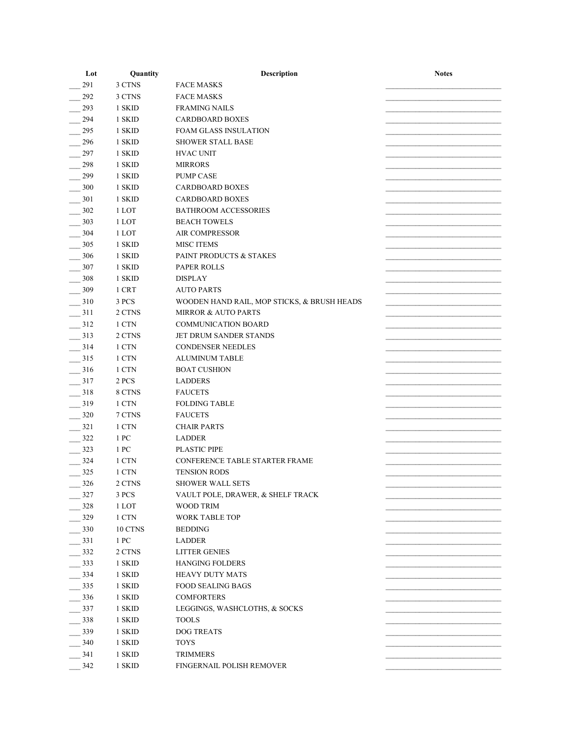| Lot | Quantity | Description | Notes |
| --- | --- | --- | --- |
| ___ 291 | 3 CTNS | FACE MASKS | ______________________________ |
| ___ 292 | 3 CTNS | FACE MASKS | ______________________________ |
| ___ 293 | 1 SKID | FRAMING NAILS | ______________________________ |
| ___ 294 | 1 SKID | CARDBOARD BOXES | ______________________________ |
| ___ 295 | 1 SKID | FOAM GLASS INSULATION | ______________________________ |
| ___ 296 | 1 SKID | SHOWER STALL BASE | ______________________________ |
| ___ 297 | 1 SKID | HVAC UNIT | ______________________________ |
| ___ 298 | 1 SKID | MIRRORS | ______________________________ |
| ___ 299 | 1 SKID | PUMP CASE | ______________________________ |
| ___ 300 | 1 SKID | CARDBOARD BOXES | ______________________________ |
| ___ 301 | 1 SKID | CARDBOARD BOXES | ______________________________ |
| ___ 302 | 1 LOT | BATHROOM ACCESSORIES | ______________________________ |
| ___ 303 | 1 LOT | BEACH TOWELS | ______________________________ |
| ___ 304 | 1 LOT | AIR COMPRESSOR | ______________________________ |
| ___ 305 | 1 SKID | MISC ITEMS | ______________________________ |
| ___ 306 | 1 SKID | PAINT PRODUCTS & STAKES | ______________________________ |
| ___ 307 | 1 SKID | PAPER ROLLS | ______________________________ |
| ___ 308 | 1 SKID | DISPLAY | ______________________________ |
| ___ 309 | 1 CRT | AUTO PARTS | ______________________________ |
| ___ 310 | 3 PCS | WOODEN HAND RAIL, MOP STICKS, & BRUSH HEADS | ______________________________ |
| ___ 311 | 2 CTNS | MIRROR & AUTO PARTS | ______________________________ |
| ___ 312 | 1 CTN | COMMUNICATION BOARD | ______________________________ |
| ___ 313 | 2 CTNS | JET DRUM SANDER STANDS | ______________________________ |
| ___ 314 | 1 CTN | CONDENSER NEEDLES | ______________________________ |
| ___ 315 | 1 CTN | ALUMINUM TABLE | ______________________________ |
| ___ 316 | 1 CTN | BOAT CUSHION | ______________________________ |
| ___ 317 | 2 PCS | LADDERS | ______________________________ |
| ___ 318 | 8 CTNS | FAUCETS | ______________________________ |
| ___ 319 | 1 CTN | FOLDING TABLE | ______________________________ |
| ___ 320 | 7 CTNS | FAUCETS | ______________________________ |
| ___ 321 | 1 CTN | CHAIR PARTS | ______________________________ |
| ___ 322 | 1 PC | LADDER | ______________________________ |
| ___ 323 | 1 PC | PLASTIC PIPE | ______________________________ |
| ___ 324 | 1 CTN | CONFERENCE TABLE STARTER FRAME | ______________________________ |
| ___ 325 | 1 CTN | TENSION RODS | ______________________________ |
| ___ 326 | 2 CTNS | SHOWER WALL SETS | ______________________________ |
| ___ 327 | 3 PCS | VAULT POLE, DRAWER, & SHELF TRACK | ______________________________ |
| ___ 328 | 1 LOT | WOOD TRIM | ______________________________ |
| ___ 329 | 1 CTN | WORK TABLE TOP | ______________________________ |
| ___ 330 | 10 CTNS | BEDDING | ______________________________ |
| ___ 331 | 1 PC | LADDER | ______________________________ |
| ___ 332 | 2 CTNS | LITTER GENIES | ______________________________ |
| ___ 333 | 1 SKID | HANGING FOLDERS | ______________________________ |
| ___ 334 | 1 SKID | HEAVY DUTY MATS | ______________________________ |
| ___ 335 | 1 SKID | FOOD SEALING BAGS | ______________________________ |
| ___ 336 | 1 SKID | COMFORTERS | ______________________________ |
| ___ 337 | 1 SKID | LEGGINGS, WASHCLOTHS, & SOCKS | ______________________________ |
| ___ 338 | 1 SKID | TOOLS | ______________________________ |
| ___ 339 | 1 SKID | DOG TREATS | ______________________________ |
| ___ 340 | 1 SKID | TOYS | ______________________________ |
| ___ 341 | 1 SKID | TRIMMERS | ______________________________ |
| ___ 342 | 1 SKID | FINGERNAIL POLISH REMOVER | ______________________________ |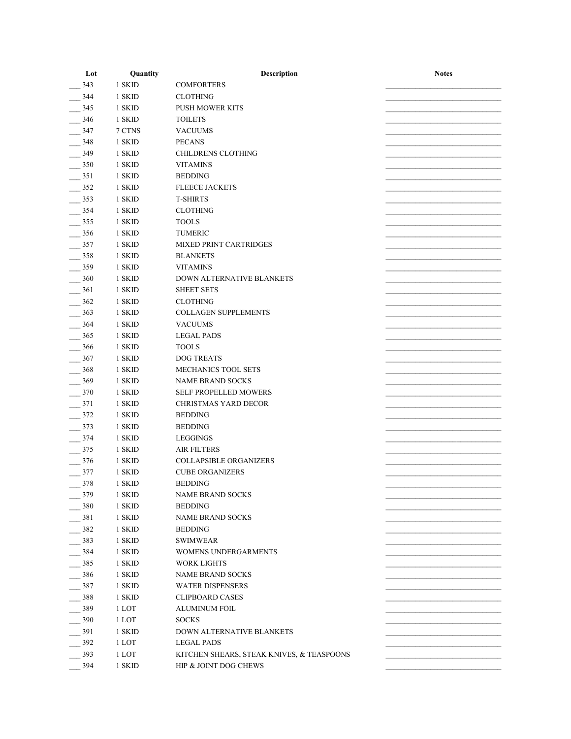| Lot | Quantity | Description | Notes |
|---|---|---|---|
| ___ 343 | 1 SKID | COMFORTERS | ______________________________ |
| ___ 344 | 1 SKID | CLOTHING | ______________________________ |
| ___ 345 | 1 SKID | PUSH MOWER KITS | ______________________________ |
| ___ 346 | 1 SKID | TOILETS | ______________________________ |
| ___ 347 | 7 CTNS | VACUUMS | ______________________________ |
| ___ 348 | 1 SKID | PECANS | ______________________________ |
| ___ 349 | 1 SKID | CHILDRENS CLOTHING | ______________________________ |
| ___ 350 | 1 SKID | VITAMINS | ______________________________ |
| ___ 351 | 1 SKID | BEDDING | ______________________________ |
| ___ 352 | 1 SKID | FLEECE JACKETS | ______________________________ |
| ___ 353 | 1 SKID | T-SHIRTS | ______________________________ |
| ___ 354 | 1 SKID | CLOTHING | ______________________________ |
| ___ 355 | 1 SKID | TOOLS | ______________________________ |
| ___ 356 | 1 SKID | TUMERIC | ______________________________ |
| ___ 357 | 1 SKID | MIXED PRINT CARTRIDGES | ______________________________ |
| ___ 358 | 1 SKID | BLANKETS | ______________________________ |
| ___ 359 | 1 SKID | VITAMINS | ______________________________ |
| ___ 360 | 1 SKID | DOWN ALTERNATIVE BLANKETS | ______________________________ |
| ___ 361 | 1 SKID | SHEET SETS | ______________________________ |
| ___ 362 | 1 SKID | CLOTHING | ______________________________ |
| ___ 363 | 1 SKID | COLLAGEN SUPPLEMENTS | ______________________________ |
| ___ 364 | 1 SKID | VACUUMS | ______________________________ |
| ___ 365 | 1 SKID | LEGAL PADS | ______________________________ |
| ___ 366 | 1 SKID | TOOLS | ______________________________ |
| ___ 367 | 1 SKID | DOG TREATS | ______________________________ |
| ___ 368 | 1 SKID | MECHANICS TOOL SETS | ______________________________ |
| ___ 369 | 1 SKID | NAME BRAND SOCKS | ______________________________ |
| ___ 370 | 1 SKID | SELF PROPELLED MOWERS | ______________________________ |
| ___ 371 | 1 SKID | CHRISTMAS YARD DECOR | ______________________________ |
| ___ 372 | 1 SKID | BEDDING | ______________________________ |
| ___ 373 | 1 SKID | BEDDING | ______________________________ |
| ___ 374 | 1 SKID | LEGGINGS | ______________________________ |
| ___ 375 | 1 SKID | AIR FILTERS | ______________________________ |
| ___ 376 | 1 SKID | COLLAPSIBLE ORGANIZERS | ______________________________ |
| ___ 377 | 1 SKID | CUBE ORGANIZERS | ______________________________ |
| ___ 378 | 1 SKID | BEDDING | ______________________________ |
| ___ 379 | 1 SKID | NAME BRAND SOCKS | ______________________________ |
| ___ 380 | 1 SKID | BEDDING | ______________________________ |
| ___ 381 | 1 SKID | NAME BRAND SOCKS | ______________________________ |
| ___ 382 | 1 SKID | BEDDING | ______________________________ |
| ___ 383 | 1 SKID | SWIMWEAR | ______________________________ |
| ___ 384 | 1 SKID | WOMENS UNDERGARMENTS | ______________________________ |
| ___ 385 | 1 SKID | WORK LIGHTS | ______________________________ |
| ___ 386 | 1 SKID | NAME BRAND SOCKS | ______________________________ |
| ___ 387 | 1 SKID | WATER DISPENSERS | ______________________________ |
| ___ 388 | 1 SKID | CLIPBOARD CASES | ______________________________ |
| ___ 389 | 1 LOT | ALUMINUM FOIL | ______________________________ |
| ___ 390 | 1 LOT | SOCKS | ______________________________ |
| ___ 391 | 1 SKID | DOWN ALTERNATIVE BLANKETS | ______________________________ |
| ___ 392 | 1 LOT | LEGAL PADS | ______________________________ |
| ___ 393 | 1 LOT | KITCHEN SHEARS, STEAK KNIVES, & TEASPOONS | ______________________________ |
| ___ 394 | 1 SKID | HIP & JOINT DOG CHEWS | ______________________________ |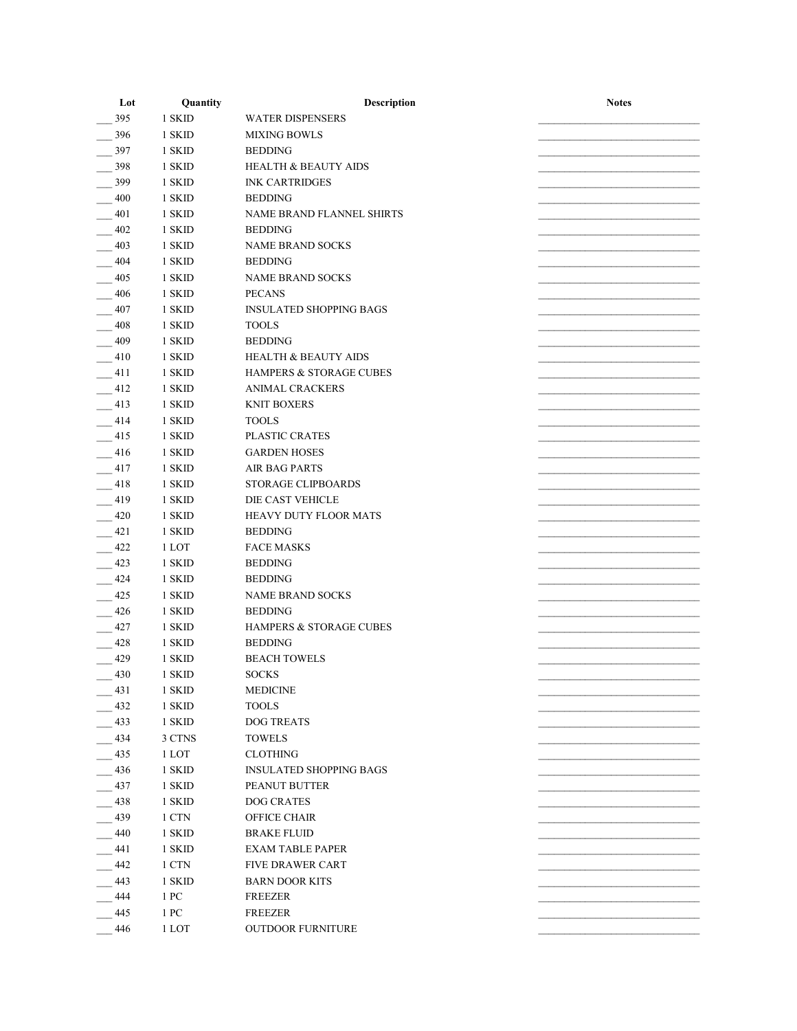| Lot | Quantity | Description | Notes |
| --- | --- | --- | --- |
| ___ 395 | 1 SKID | WATER DISPENSERS | ___ |
| ___ 396 | 1 SKID | MIXING BOWLS | ___ |
| ___ 397 | 1 SKID | BEDDING | ___ |
| ___ 398 | 1 SKID | HEALTH & BEAUTY AIDS | ___ |
| ___ 399 | 1 SKID | INK CARTRIDGES | ___ |
| ___ 400 | 1 SKID | BEDDING | ___ |
| ___ 401 | 1 SKID | NAME BRAND FLANNEL SHIRTS | ___ |
| ___ 402 | 1 SKID | BEDDING | ___ |
| ___ 403 | 1 SKID | NAME BRAND SOCKS | ___ |
| ___ 404 | 1 SKID | BEDDING | ___ |
| ___ 405 | 1 SKID | NAME BRAND SOCKS | ___ |
| ___ 406 | 1 SKID | PECANS | ___ |
| ___ 407 | 1 SKID | INSULATED SHOPPING BAGS | ___ |
| ___ 408 | 1 SKID | TOOLS | ___ |
| ___ 409 | 1 SKID | BEDDING | ___ |
| ___ 410 | 1 SKID | HEALTH & BEAUTY AIDS | ___ |
| ___ 411 | 1 SKID | HAMPERS & STORAGE CUBES | ___ |
| ___ 412 | 1 SKID | ANIMAL CRACKERS | ___ |
| ___ 413 | 1 SKID | KNIT BOXERS | ___ |
| ___ 414 | 1 SKID | TOOLS | ___ |
| ___ 415 | 1 SKID | PLASTIC CRATES | ___ |
| ___ 416 | 1 SKID | GARDEN HOSES | ___ |
| ___ 417 | 1 SKID | AIR BAG PARTS | ___ |
| ___ 418 | 1 SKID | STORAGE CLIPBOARDS | ___ |
| ___ 419 | 1 SKID | DIE CAST VEHICLE | ___ |
| ___ 420 | 1 SKID | HEAVY DUTY FLOOR MATS | ___ |
| ___ 421 | 1 SKID | BEDDING | ___ |
| ___ 422 | 1 LOT | FACE MASKS | ___ |
| ___ 423 | 1 SKID | BEDDING | ___ |
| ___ 424 | 1 SKID | BEDDING | ___ |
| ___ 425 | 1 SKID | NAME BRAND SOCKS | ___ |
| ___ 426 | 1 SKID | BEDDING | ___ |
| ___ 427 | 1 SKID | HAMPERS & STORAGE CUBES | ___ |
| ___ 428 | 1 SKID | BEDDING | ___ |
| ___ 429 | 1 SKID | BEACH TOWELS | ___ |
| ___ 430 | 1 SKID | SOCKS | ___ |
| ___ 431 | 1 SKID | MEDICINE | ___ |
| ___ 432 | 1 SKID | TOOLS | ___ |
| ___ 433 | 1 SKID | DOG TREATS | ___ |
| ___ 434 | 3 CTNS | TOWELS | ___ |
| ___ 435 | 1 LOT | CLOTHING | ___ |
| ___ 436 | 1 SKID | INSULATED SHOPPING BAGS | ___ |
| ___ 437 | 1 SKID | PEANUT BUTTER | ___ |
| ___ 438 | 1 SKID | DOG CRATES | ___ |
| ___ 439 | 1 CTN | OFFICE CHAIR | ___ |
| ___ 440 | 1 SKID | BRAKE FLUID | ___ |
| ___ 441 | 1 SKID | EXAM TABLE PAPER | ___ |
| ___ 442 | 1 CTN | FIVE DRAWER CART | ___ |
| ___ 443 | 1 SKID | BARN DOOR KITS | ___ |
| ___ 444 | 1 PC | FREEZER | ___ |
| ___ 445 | 1 PC | FREEZER | ___ |
| ___ 446 | 1 LOT | OUTDOOR FURNITURE | ___ |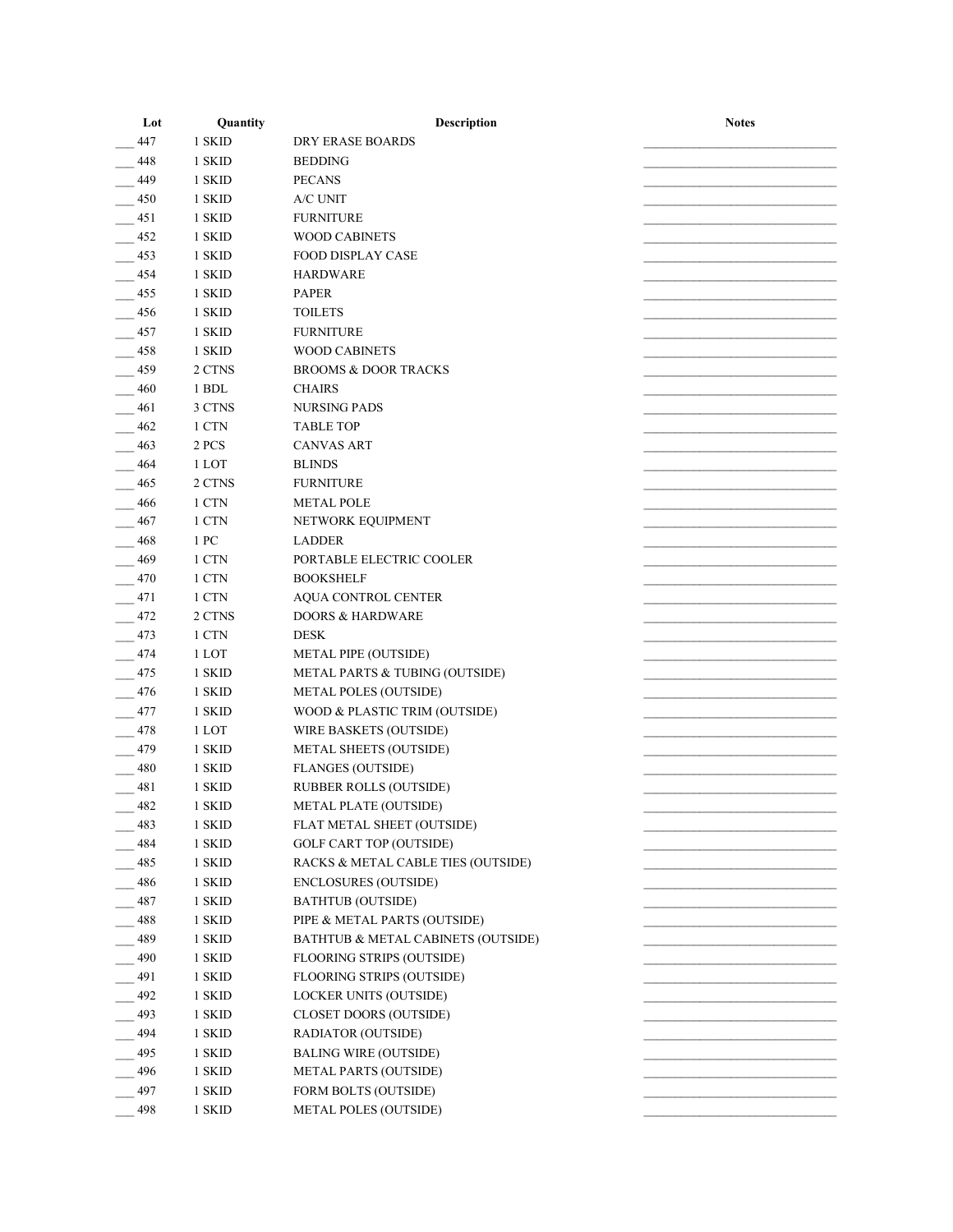| Lot | Quantity | Description | Notes |
|---|---|---|---|
| ___ 447 | 1 SKID | DRY ERASE BOARDS | ______________________________ |
| ___ 448 | 1 SKID | BEDDING | ______________________________ |
| ___ 449 | 1 SKID | PECANS | ______________________________ |
| ___ 450 | 1 SKID | A/C UNIT | ______________________________ |
| ___ 451 | 1 SKID | FURNITURE | ______________________________ |
| ___ 452 | 1 SKID | WOOD CABINETS | ______________________________ |
| ___ 453 | 1 SKID | FOOD DISPLAY CASE | ______________________________ |
| ___ 454 | 1 SKID | HARDWARE | ______________________________ |
| ___ 455 | 1 SKID | PAPER | ______________________________ |
| ___ 456 | 1 SKID | TOILETS | ______________________________ |
| ___ 457 | 1 SKID | FURNITURE | ______________________________ |
| ___ 458 | 1 SKID | WOOD CABINETS | ______________________________ |
| ___ 459 | 2 CTNS | BROOMS & DOOR TRACKS | ______________________________ |
| ___ 460 | 1 BDL | CHAIRS | ______________________________ |
| ___ 461 | 3 CTNS | NURSING PADS | ______________________________ |
| ___ 462 | 1 CTN | TABLE TOP | ______________________________ |
| ___ 463 | 2 PCS | CANVAS ART | ______________________________ |
| ___ 464 | 1 LOT | BLINDS | ______________________________ |
| ___ 465 | 2 CTNS | FURNITURE | ______________________________ |
| ___ 466 | 1 CTN | METAL POLE | ______________________________ |
| ___ 467 | 1 CTN | NETWORK EQUIPMENT | ______________________________ |
| ___ 468 | 1 PC | LADDER | ______________________________ |
| ___ 469 | 1 CTN | PORTABLE ELECTRIC COOLER | ______________________________ |
| ___ 470 | 1 CTN | BOOKSHELF | ______________________________ |
| ___ 471 | 1 CTN | AQUA CONTROL CENTER | ______________________________ |
| ___ 472 | 2 CTNS | DOORS & HARDWARE | ______________________________ |
| ___ 473 | 1 CTN | DESK | ______________________________ |
| ___ 474 | 1 LOT | METAL PIPE (OUTSIDE) | ______________________________ |
| ___ 475 | 1 SKID | METAL PARTS & TUBING (OUTSIDE) | ______________________________ |
| ___ 476 | 1 SKID | METAL POLES (OUTSIDE) | ______________________________ |
| ___ 477 | 1 SKID | WOOD & PLASTIC TRIM (OUTSIDE) | ______________________________ |
| ___ 478 | 1 LOT | WIRE BASKETS (OUTSIDE) | ______________________________ |
| ___ 479 | 1 SKID | METAL SHEETS (OUTSIDE) | ______________________________ |
| ___ 480 | 1 SKID | FLANGES (OUTSIDE) | ______________________________ |
| ___ 481 | 1 SKID | RUBBER ROLLS (OUTSIDE) | ______________________________ |
| ___ 482 | 1 SKID | METAL PLATE (OUTSIDE) | ______________________________ |
| ___ 483 | 1 SKID | FLAT METAL SHEET (OUTSIDE) | ______________________________ |
| ___ 484 | 1 SKID | GOLF CART TOP (OUTSIDE) | ______________________________ |
| ___ 485 | 1 SKID | RACKS & METAL CABLE TIES (OUTSIDE) | ______________________________ |
| ___ 486 | 1 SKID | ENCLOSURES (OUTSIDE) | ______________________________ |
| ___ 487 | 1 SKID | BATHTUB (OUTSIDE) | ______________________________ |
| ___ 488 | 1 SKID | PIPE & METAL PARTS (OUTSIDE) | ______________________________ |
| ___ 489 | 1 SKID | BATHTUB & METAL CABINETS (OUTSIDE) | ______________________________ |
| ___ 490 | 1 SKID | FLOORING STRIPS (OUTSIDE) | ______________________________ |
| ___ 491 | 1 SKID | FLOORING STRIPS (OUTSIDE) | ______________________________ |
| ___ 492 | 1 SKID | LOCKER UNITS (OUTSIDE) | ______________________________ |
| ___ 493 | 1 SKID | CLOSET DOORS (OUTSIDE) | ______________________________ |
| ___ 494 | 1 SKID | RADIATOR (OUTSIDE) | ______________________________ |
| ___ 495 | 1 SKID | BALING WIRE (OUTSIDE) | ______________________________ |
| ___ 496 | 1 SKID | METAL PARTS (OUTSIDE) | ______________________________ |
| ___ 497 | 1 SKID | FORM BOLTS (OUTSIDE) | ______________________________ |
| ___ 498 | 1 SKID | METAL POLES (OUTSIDE) | ______________________________ |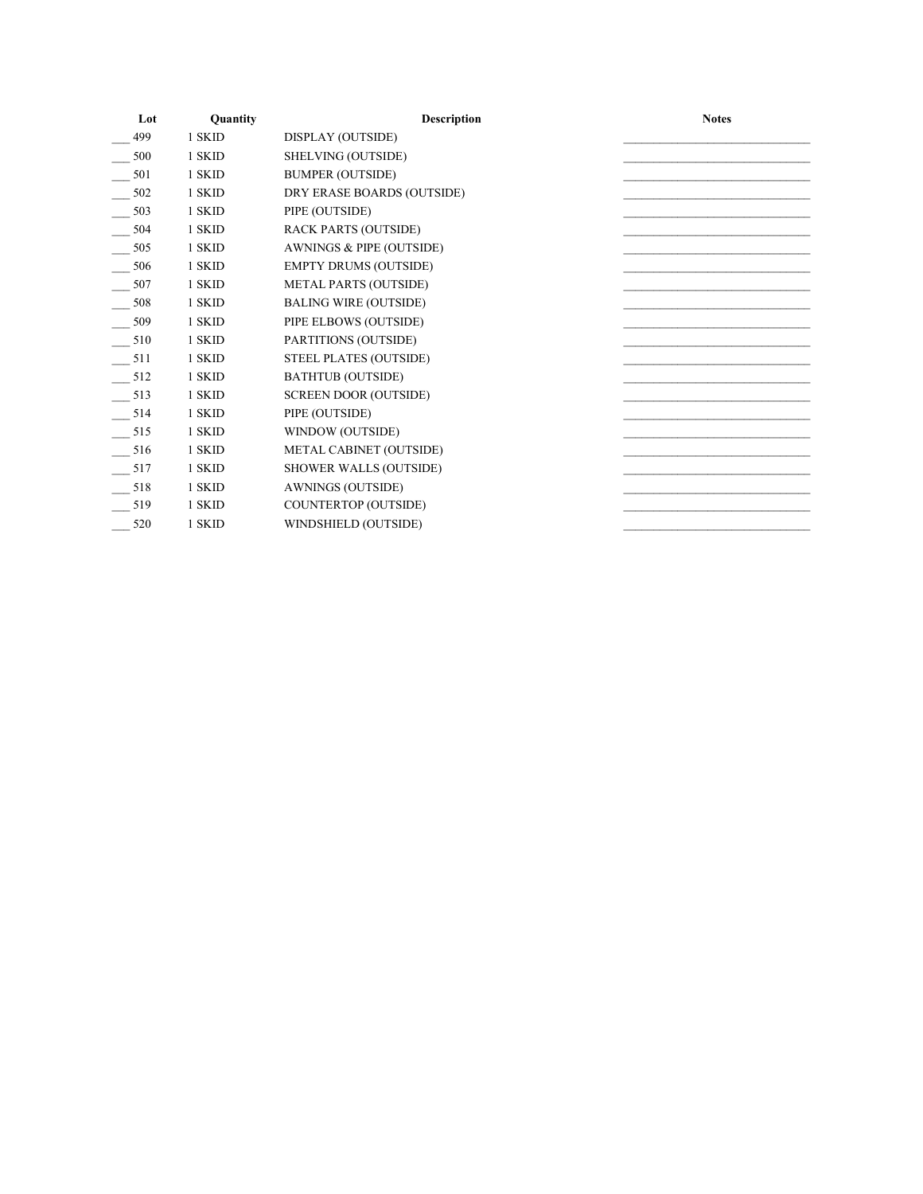| Lot | Quantity | Description | Notes |
|---|---|---|---|
| ___ 499 | 1 SKID | DISPLAY (OUTSIDE) | ______________________________ |
| ___ 500 | 1 SKID | SHELVING (OUTSIDE) | ______________________________ |
| ___ 501 | 1 SKID | BUMPER (OUTSIDE) | ______________________________ |
| ___ 502 | 1 SKID | DRY ERASE BOARDS (OUTSIDE) | ______________________________ |
| ___ 503 | 1 SKID | PIPE (OUTSIDE) | ______________________________ |
| ___ 504 | 1 SKID | RACK PARTS (OUTSIDE) | ______________________________ |
| ___ 505 | 1 SKID | AWNINGS & PIPE (OUTSIDE) | ______________________________ |
| ___ 506 | 1 SKID | EMPTY DRUMS (OUTSIDE) | ______________________________ |
| ___ 507 | 1 SKID | METAL PARTS (OUTSIDE) | ______________________________ |
| ___ 508 | 1 SKID | BALING WIRE (OUTSIDE) | ______________________________ |
| ___ 509 | 1 SKID | PIPE ELBOWS (OUTSIDE) | ______________________________ |
| ___ 510 | 1 SKID | PARTITIONS (OUTSIDE) | ______________________________ |
| ___ 511 | 1 SKID | STEEL PLATES (OUTSIDE) | ______________________________ |
| ___ 512 | 1 SKID | BATHTUB (OUTSIDE) | ______________________________ |
| ___ 513 | 1 SKID | SCREEN DOOR (OUTSIDE) | ______________________________ |
| ___ 514 | 1 SKID | PIPE (OUTSIDE) | ______________________________ |
| ___ 515 | 1 SKID | WINDOW (OUTSIDE) | ______________________________ |
| ___ 516 | 1 SKID | METAL CABINET (OUTSIDE) | ______________________________ |
| ___ 517 | 1 SKID | SHOWER WALLS (OUTSIDE) | ______________________________ |
| ___ 518 | 1 SKID | AWNINGS (OUTSIDE) | ______________________________ |
| ___ 519 | 1 SKID | COUNTERTOP (OUTSIDE) | ______________________________ |
| ___ 520 | 1 SKID | WINDSHIELD (OUTSIDE) | ______________________________ |